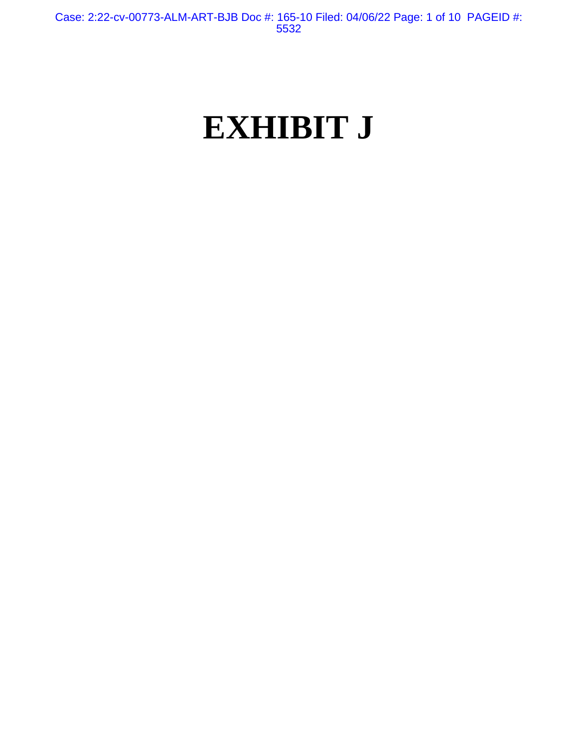# EXHIBIT J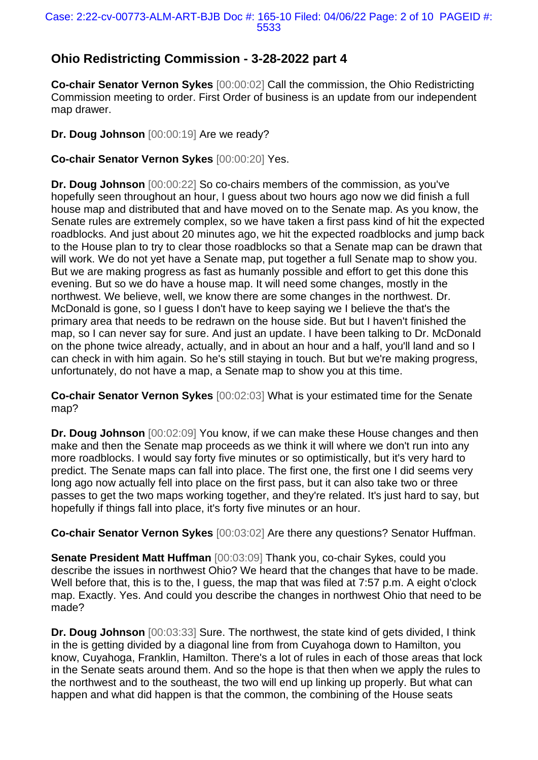## Ohio Redistricting Commission - 3-28-2022 part 4

**Co-chair Senator Vernon Sykes** [00:00:02] Call the commission, the Ohio Redistricting Commission meeting to order. First Order of business is an update from our independent map drawer.

**Dr. Doug Johnson** [00:00:19] Are we ready?

**Co-chair Senator Vernon Sykes** [00:00:20] Yes.

**Dr. Doug Johnson** [00:00:22] So co-chairs members of the commission, as you've hopefully seen throughout an hour, I guess about two hours ago now we did finish a full house map and distributed that and have moved on to the Senate map. As you know, the Senate rules are extremely complex, so we have taken a first pass kind of hit the expected roadblocks. And just about 20 minutes ago, we hit the expected roadblocks and jump back to the House plan to try to clear those roadblocks so that a Senate map can be drawn that will work. We do not yet have a Senate map, put together a full Senate map to show you. But we are making progress as fast as humanly possible and effort to get this done this evening. But so we do have a house map. It will need some changes, mostly in the northwest. We believe, well, we know there are some changes in the northwest. Dr. McDonald is gone, so I guess I don't have to keep saying we I believe the that's the primary area that needs to be redrawn on the house side. But but I haven't finished the map, so I can never say for sure. And just an update. I have been talking to Dr. McDonald on the phone twice already, actually, and in about an hour and a half, you'll land and so I can check in with him again. So he's still staying in touch. But but we're making progress, unfortunately, do not have a map, a Senate map to show you at this time.

**Co-chair Senator Vernon Sykes** [00:02:03] What is your estimated time for the Senate map?

**Dr. Doug Johnson** [00:02:09] You know, if we can make these House changes and then make and then the Senate map proceeds as we think it will where we don't run into any more roadblocks. I would say forty five minutes or so optimistically, but it's very hard to predict. The Senate maps can fall into place. The first one, the first one I did seems very long ago now actually fell into place on the first pass, but it can also take two or three passes to get the two maps working together, and they're related. It's just hard to say, but hopefully if things fall into place, it's forty five minutes or an hour.

**Co-chair Senator Vernon Sykes** [00:03:02] Are there any questions? Senator Huffman.

**Senate President Matt Huffman** [00:03:09] Thank you, co-chair Sykes, could you describe the issues in northwest Ohio? We heard that the changes that have to be made. Well before that, this is to the, I guess, the map that was filed at 7:57 p.m. A eight o'clock map. Exactly. Yes. And could you describe the changes in northwest Ohio that need to be made?

**Dr. Doug Johnson** [00:03:33] Sure. The northwest, the state kind of gets divided, I think in the is getting divided by a diagonal line from from Cuyahoga down to Hamilton, you know, Cuyahoga, Franklin, Hamilton. There's a lot of rules in each of those areas that lock in the Senate seats around them. And so the hope is that then when we apply the rules to the northwest and to the southeast, the two will end up linking up properly. But what can happen and what did happen is that the common, the combining of the House seats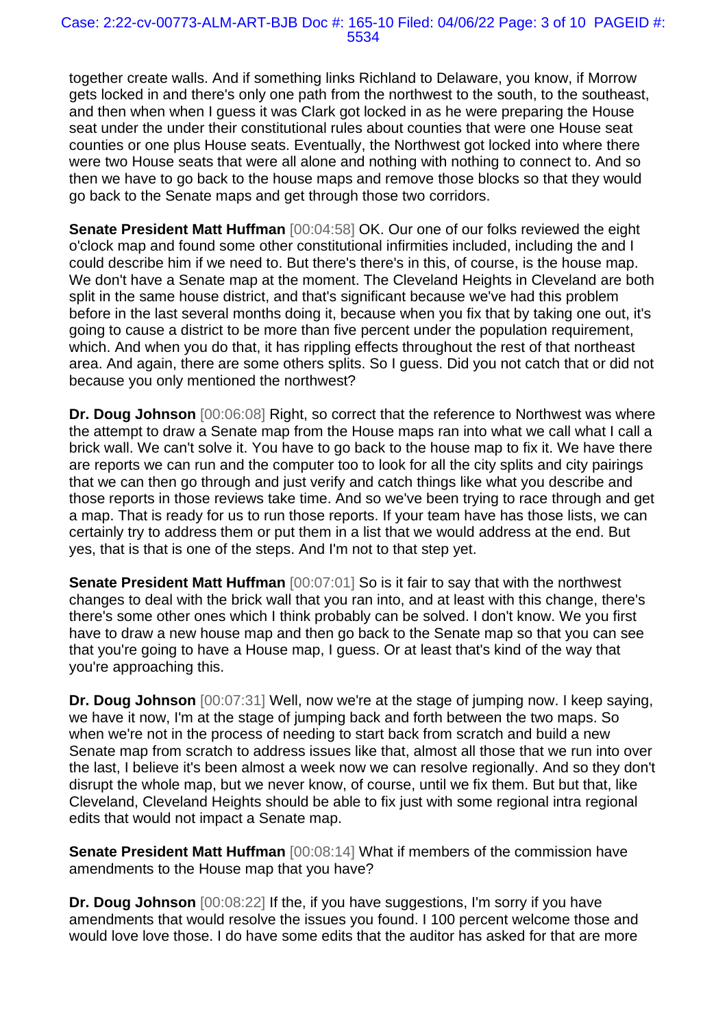together create walls. And if something links Richland to Delaware, you know, if Morrow gets locked in and there's only one path from the northwest to the south, to the southeast, and then when when I guess it was Clark got locked in as he were preparing the House seat under the under their constitutional rules about counties that were one House seat counties or one plus House seats. Eventually, the Northwest got locked into where there were two House seats that were all alone and nothing with nothing to connect to. And so then we have to go back to the house maps and remove those blocks so that they would go back to the Senate maps and get through those two corridors.

**Senate President Matt Huffman** [00:04:58] OK. Our one of our folks reviewed the eight o'clock map and found some other constitutional infirmities included, including the and I could describe him if we need to. But there's there's in this, of course, is the house map. We don't have a Senate map at the moment. The Cleveland Heights in Cleveland are both split in the same house district, and that's significant because we've had this problem before in the last several months doing it, because when you fix that by taking one out, it's going to cause a district to be more than five percent under the population requirement, which. And when you do that, it has rippling effects throughout the rest of that northeast area. And again, there are some others splits. So I guess. Did you not catch that or did not because you only mentioned the northwest?

**Dr. Doug Johnson** [00:06:08] Right, so correct that the reference to Northwest was where the attempt to draw a Senate map from the House maps ran into what we call what I call a brick wall. We can't solve it. You have to go back to the house map to fix it. We have there are reports we can run and the computer too to look for all the city splits and city pairings that we can then go through and just verify and catch things like what you describe and those reports in those reviews take time. And so we've been trying to race through and get a map. That is ready for us to run those reports. If your team have has those lists, we can certainly try to address them or put them in a list that we would address at the end. But yes, that is that is one of the steps. And I'm not to that step yet.

**Senate President Matt Huffman** [00:07:01] So is it fair to say that with the northwest changes to deal with the brick wall that you ran into, and at least with this change, there's there's some other ones which I think probably can be solved. I don't know. We you first have to draw a new house map and then go back to the Senate map so that you can see that you're going to have a House map, I guess. Or at least that's kind of the way that you're approaching this.

**Dr. Doug Johnson** [00:07:31] Well, now we're at the stage of jumping now. I keep saying, we have it now, I'm at the stage of jumping back and forth between the two maps. So when we're not in the process of needing to start back from scratch and build a new Senate map from scratch to address issues like that, almost all those that we run into over the last, I believe it's been almost a week now we can resolve regionally. And so they don't disrupt the whole map, but we never know, of course, until we fix them. But but that, like Cleveland, Cleveland Heights should be able to fix just with some regional intra regional edits that would not impact a Senate map.

**Senate President Matt Huffman** [00:08:14] What if members of the commission have amendments to the House map that you have?

**Dr. Doug Johnson** [00:08:22] If the, if you have suggestions, I'm sorry if you have amendments that would resolve the issues you found. I 100 percent welcome those and would love love those. I do have some edits that the auditor has asked for that are more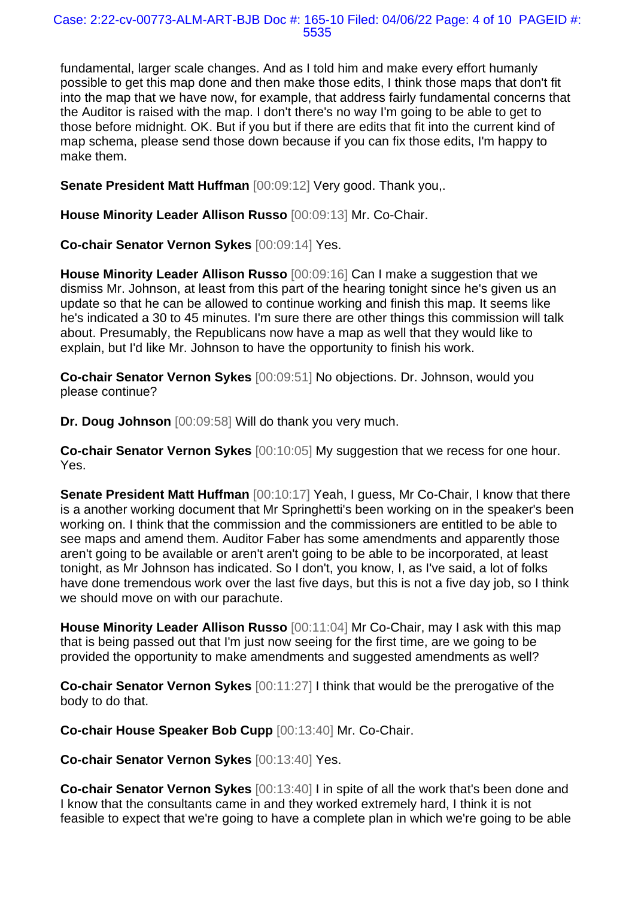fundamental, larger scale changes. And as I told him and make every effort humanly possible to get this map done and then make those edits, I think those maps that don't fit into the map that we have now, for example, that address fairly fundamental concerns that the Auditor is raised with the map. I don't there's no way I'm going to be able to get to those before midnight. OK. But if you but if there are edits that fit into the current kind of map schema, please send those down because if you can fix those edits, I'm happy to make them.

**Senate President Matt Huffman** [00:09:12] Very good. Thank you,.

**House Minority Leader Allison Russo** [00:09:13] Mr. Co-Chair.

**Co-chair Senator Vernon Sykes** [00:09:14] Yes.

**House Minority Leader Allison Russo** [00:09:16] Can I make a suggestion that we dismiss Mr. Johnson, at least from this part of the hearing tonight since he's given us an update so that he can be allowed to continue working and finish this map. It seems like he's indicated a 30 to 45 minutes. I'm sure there are other things this commission will talk about. Presumably, the Republicans now have a map as well that they would like to explain, but I'd like Mr. Johnson to have the opportunity to finish his work.

**Co-chair Senator Vernon Sykes** [00:09:51] No objections. Dr. Johnson, would you please continue?

**Dr. Doug Johnson** [00:09:58] Will do thank you very much.

**Co-chair Senator Vernon Sykes** [00:10:05] My suggestion that we recess for one hour. Yes.

**Senate President Matt Huffman** [00:10:17] Yeah, I guess, Mr Co-Chair, I know that there is a another working document that Mr Springhetti's been working on in the speaker's been working on. I think that the commission and the commissioners are entitled to be able to see maps and amend them. Auditor Faber has some amendments and apparently those aren't going to be available or aren't aren't going to be able to be incorporated, at least tonight, as Mr Johnson has indicated. So I don't, you know, I, as I've said, a lot of folks have done tremendous work over the last five days, but this is not a five day job, so I think we should move on with our parachute.

**House Minority Leader Allison Russo** [00:11:04] Mr Co-Chair, may I ask with this map that is being passed out that I'm just now seeing for the first time, are we going to be provided the opportunity to make amendments and suggested amendments as well?

**Co-chair Senator Vernon Sykes** [00:11:27] I think that would be the prerogative of the body to do that.

**Co-chair House Speaker Bob Cupp** [00:13:40] Mr. Co-Chair.

**Co-chair Senator Vernon Sykes** [00:13:40] Yes.

**Co-chair Senator Vernon Sykes** [00:13:40] I in spite of all the work that's been done and I know that the consultants came in and they worked extremely hard, I think it is not feasible to expect that we're going to have a complete plan in which we're going to be able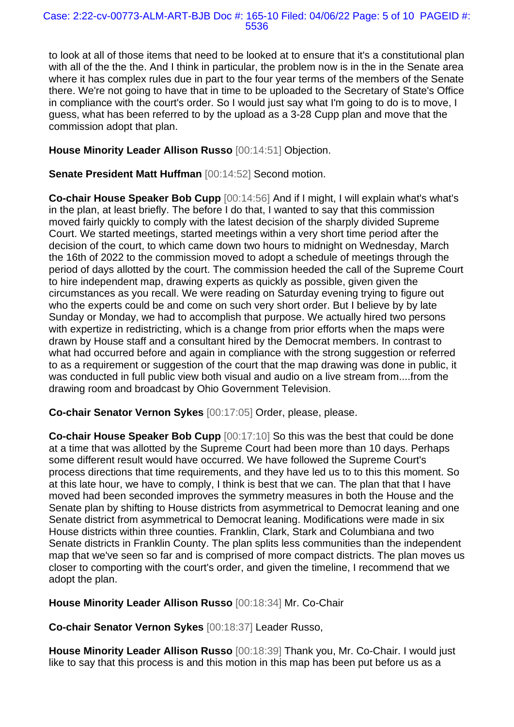to look at all of those items that need to be looked at to ensure that it's a constitutional plan with all of the the the. And I think in particular, the problem now is in the in the Senate area where it has complex rules due in part to the four year terms of the members of the Senate there. We're not going to have that in time to be uploaded to the Secretary of State's Office in compliance with the court's order. So I would just say what I'm going to do is to move, I guess, what has been referred to by the upload as a 3-28 Cupp plan and move that the commission adopt that plan.

**House Minority Leader Allison Russo** [00:14:51] Objection.

**Senate President Matt Huffman** [00:14:52] Second motion.

**Co-chair House Speaker Bob Cupp** [00:14:56] And if I might, I will explain what's what's in the plan, at least briefly. The before I do that, I wanted to say that this commission moved fairly quickly to comply with the latest decision of the sharply divided Supreme Court. We started meetings, started meetings within a very short time period after the decision of the court, to which came down two hours to midnight on Wednesday, March the 16th of 2022 to the commission moved to adopt a schedule of meetings through the period of days allotted by the court. The commission heeded the call of the Supreme Court to hire independent map, drawing experts as quickly as possible, given given the circumstances as you recall. We were reading on Saturday evening trying to figure out who the experts could be and come on such very short order. But I believe by by late Sunday or Monday, we had to accomplish that purpose. We actually hired two persons with expertize in redistricting, which is a change from prior efforts when the maps were drawn by House staff and a consultant hired by the Democrat members. In contrast to what had occurred before and again in compliance with the strong suggestion or referred to as a requirement or suggestion of the court that the map drawing was done in public, it was conducted in full public view both visual and audio on a live stream from....from the drawing room and broadcast by Ohio Government Television.

**Co-chair Senator Vernon Sykes** [00:17:05] Order, please, please.

**Co-chair House Speaker Bob Cupp** [00:17:10] So this was the best that could be done at a time that was allotted by the Supreme Court had been more than 10 days. Perhaps some different result would have occurred. We have followed the Supreme Court's process directions that time requirements, and they have led us to to this this moment. So at this late hour, we have to comply, I think is best that we can. The plan that that I have moved had been seconded improves the symmetry measures in both the House and the Senate plan by shifting to House districts from asymmetrical to Democrat leaning and one Senate district from asymmetrical to Democrat leaning. Modifications were made in six House districts within three counties. Franklin, Clark, Stark and Columbiana and two Senate districts in Franklin County. The plan splits less communities than the independent map that we've seen so far and is comprised of more compact districts. The plan moves us closer to comporting with the court's order, and given the timeline, I recommend that we adopt the plan.

**House Minority Leader Allison Russo** [00:18:34] Mr. Co-Chair

**Co-chair Senator Vernon Sykes** [00:18:37] Leader Russo,

**House Minority Leader Allison Russo** [00:18:39] Thank you, Mr. Co-Chair. I would just like to say that this process is and this motion in this map has been put before us as a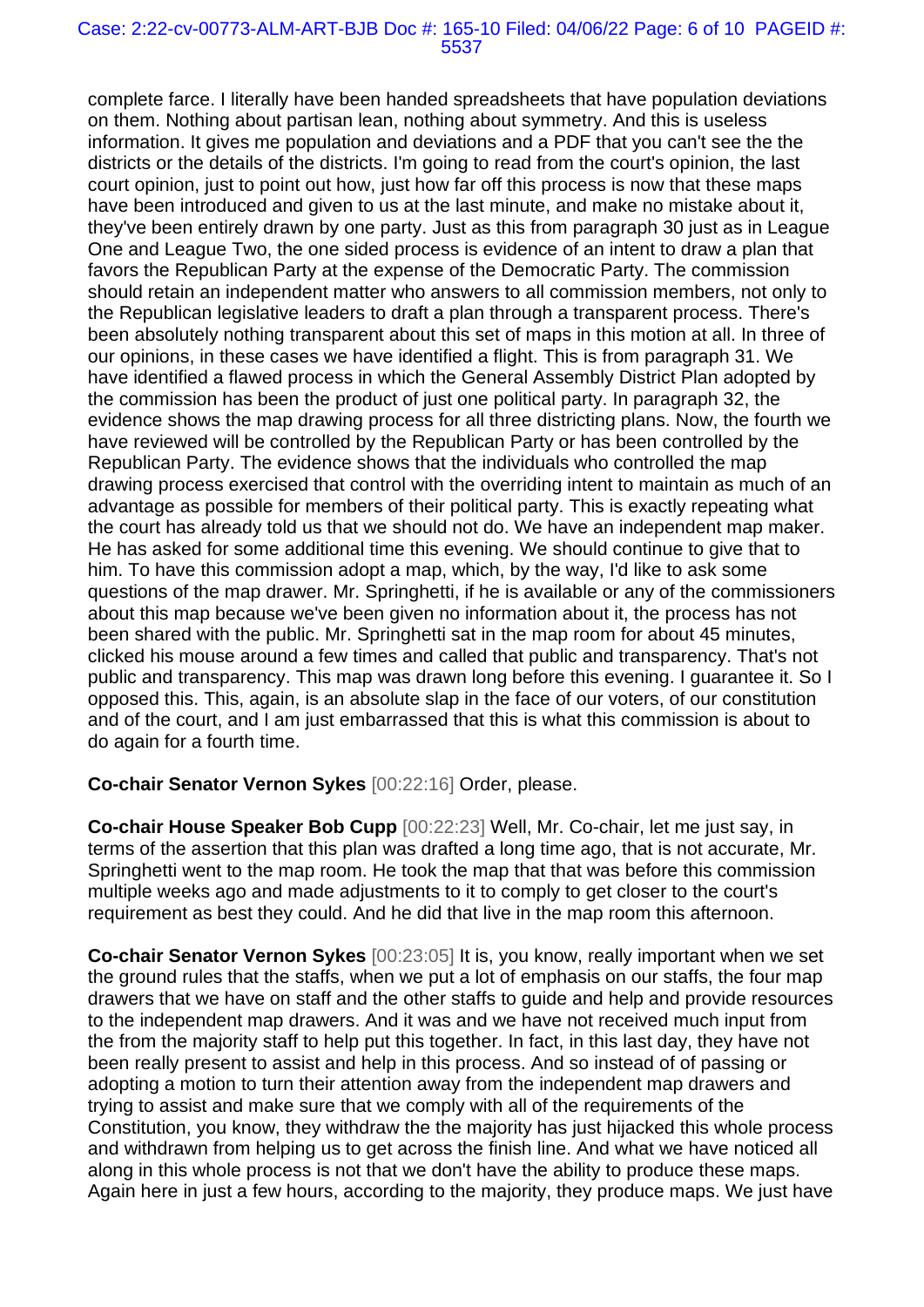complete farce. I literally have been handed spreadsheets that have population deviations on them. Nothing about partisan lean, nothing about symmetry. And this is useless information. It gives me population and deviations and a PDF that you can't see the the districts or the details of the districts. I'm going to read from the court's opinion, the last court opinion, just to point out how, just how far off this process is now that these maps have been introduced and given to us at the last minute, and make no mistake about it, they've been entirely drawn by one party. Just as this from paragraph 30 just as in League One and League Two, the one sided process is evidence of an intent to draw a plan that favors the Republican Party at the expense of the Democratic Party. The commission should retain an independent matter who answers to all commission members, not only to the Republican legislative leaders to draft a plan through a transparent process. There's been absolutely nothing transparent about this set of maps in this motion at all. In three of our opinions, in these cases we have identified a flight. This is from paragraph 31. We have identified a flawed process in which the General Assembly District Plan adopted by the commission has been the product of just one political party. In paragraph 32, the evidence shows the map drawing process for all three districting plans. Now, the fourth we have reviewed will be controlled by the Republican Party or has been controlled by the Republican Party. The evidence shows that the individuals who controlled the map drawing process exercised that control with the overriding intent to maintain as much of an advantage as possible for members of their political party. This is exactly repeating what the court has already told us that we should not do. We have an independent map maker. He has asked for some additional time this evening. We should continue to give that to him. To have this commission adopt a map, which, by the way, I'd like to ask some questions of the map drawer. Mr. Springhetti, if he is available or any of the commissioners about this map because we've been given no information about it, the process has not been shared with the public. Mr. Springhetti sat in the map room for about 45 minutes, clicked his mouse around a few times and called that public and transparency. That's not public and transparency. This map was drawn long before this evening. I guarantee it. So I opposed this. This, again, is an absolute slap in the face of our voters, of our constitution and of the court, and I am just embarrassed that this is what this commission is about to do again for a fourth time.

**Co-chair Senator Vernon Sykes** [00:22:16] Order, please.

**Co-chair House Speaker Bob Cupp** [00:22:23] Well, Mr. Co-chair, let me just say, in terms of the assertion that this plan was drafted a long time ago, that is not accurate, Mr. Springhetti went to the map room. He took the map that that was before this commission multiple weeks ago and made adjustments to it to comply to get closer to the court's requirement as best they could. And he did that live in the map room this afternoon.

**Co-chair Senator Vernon Sykes** [00:23:05] It is, you know, really important when we set the ground rules that the staffs, when we put a lot of emphasis on our staffs, the four map drawers that we have on staff and the other staffs to guide and help and provide resources to the independent map drawers. And it was and we have not received much input from the from the majority staff to help put this together. In fact, in this last day, they have not been really present to assist and help in this process. And so instead of of passing or adopting a motion to turn their attention away from the independent map drawers and trying to assist and make sure that we comply with all of the requirements of the Constitution, you know, they withdraw the the majority has just hijacked this whole process and withdrawn from helping us to get across the finish line. And what we have noticed all along in this whole process is not that we don't have the ability to produce these maps. Again here in just a few hours, according to the majority, they produce maps. We just have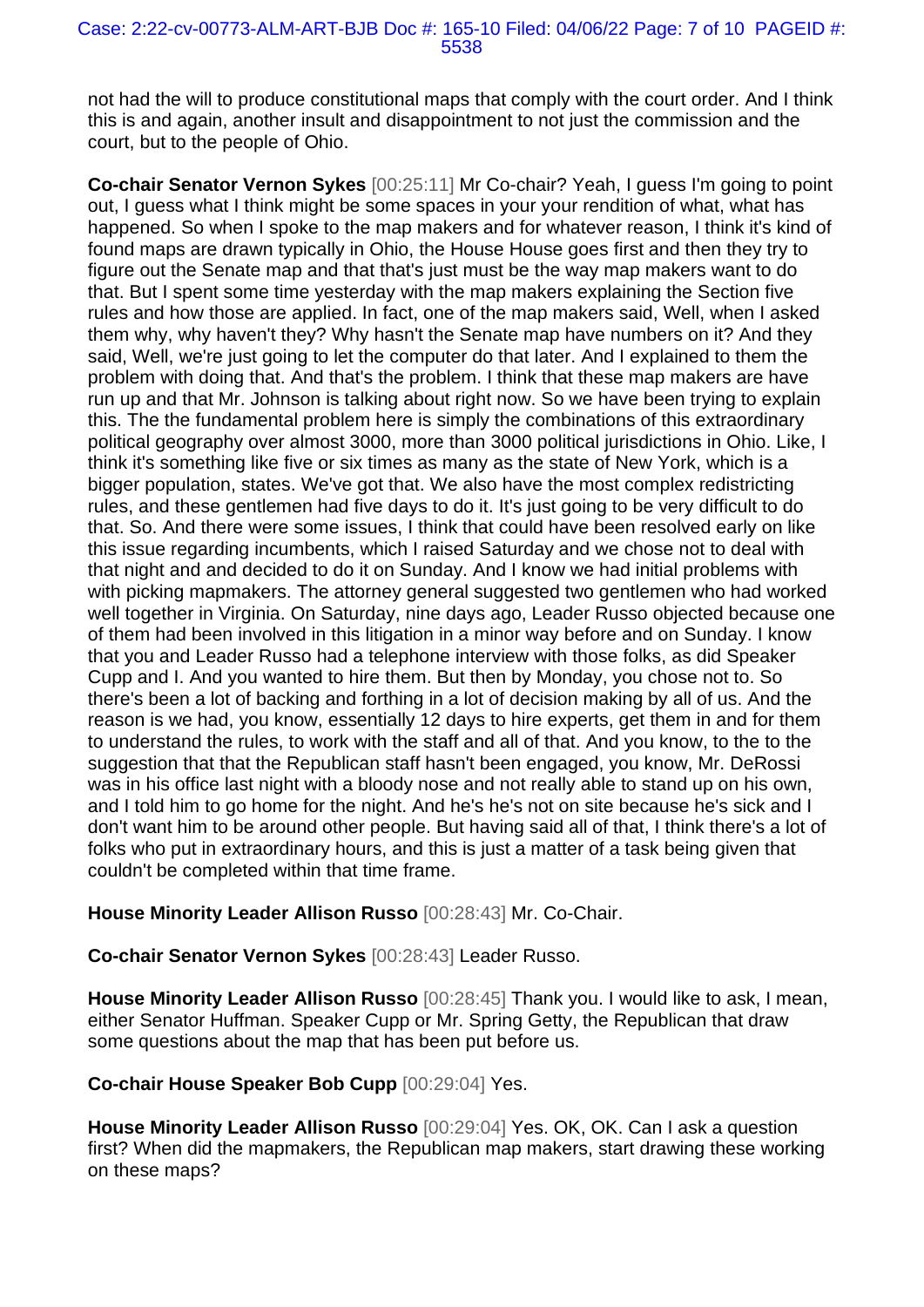not had the will to produce constitutional maps that comply with the court order. And I think this is and again, another insult and disappointment to not just the commission and the court, but to the people of Ohio.

**Co-chair Senator Vernon Sykes** [00:25:11] Mr Co-chair? Yeah, I guess I'm going to point out, I guess what I think might be some spaces in your your rendition of what, what has happened. So when I spoke to the map makers and for whatever reason, I think it's kind of found maps are drawn typically in Ohio, the House House goes first and then they try to figure out the Senate map and that that's just must be the way map makers want to do that. But I spent some time yesterday with the map makers explaining the Section five rules and how those are applied. In fact, one of the map makers said, Well, when I asked them why, why haven't they? Why hasn't the Senate map have numbers on it? And they said, Well, we're just going to let the computer do that later. And I explained to them the problem with doing that. And that's the problem. I think that these map makers are have run up and that Mr. Johnson is talking about right now. So we have been trying to explain this. The the fundamental problem here is simply the combinations of this extraordinary political geography over almost 3000, more than 3000 political jurisdictions in Ohio. Like, I think it's something like five or six times as many as the state of New York, which is a bigger population, states. We've got that. We also have the most complex redistricting rules, and these gentlemen had five days to do it. It's just going to be very difficult to do that. So. And there were some issues, I think that could have been resolved early on like this issue regarding incumbents, which I raised Saturday and we chose not to deal with that night and and decided to do it on Sunday. And I know we had initial problems with with picking mapmakers. The attorney general suggested two gentlemen who had worked well together in Virginia. On Saturday, nine days ago, Leader Russo objected because one of them had been involved in this litigation in a minor way before and on Sunday. I know that you and Leader Russo had a telephone interview with those folks, as did Speaker Cupp and I. And you wanted to hire them. But then by Monday, you chose not to. So there's been a lot of backing and forthing in a lot of decision making by all of us. And the reason is we had, you know, essentially 12 days to hire experts, get them in and for them to understand the rules, to work with the staff and all of that. And you know, to the to the suggestion that that the Republican staff hasn't been engaged, you know, Mr. DeRossi was in his office last night with a bloody nose and not really able to stand up on his own, and I told him to go home for the night. And he's he's not on site because he's sick and I don't want him to be around other people. But having said all of that, I think there's a lot of folks who put in extraordinary hours, and this is just a matter of a task being given that couldn't be completed within that time frame.

**House Minority Leader Allison Russo** [00:28:43] Mr. Co-Chair.

**Co-chair Senator Vernon Sykes** [00:28:43] Leader Russo.

**House Minority Leader Allison Russo** [00:28:45] Thank you. I would like to ask, I mean, either Senator Huffman. Speaker Cupp or Mr. Spring Getty, the Republican that draw some questions about the map that has been put before us.

**Co-chair House Speaker Bob Cupp** [00:29:04] Yes.

**House Minority Leader Allison Russo** [00:29:04] Yes. OK, OK. Can I ask a question first? When did the mapmakers, the Republican map makers, start drawing these working on these maps?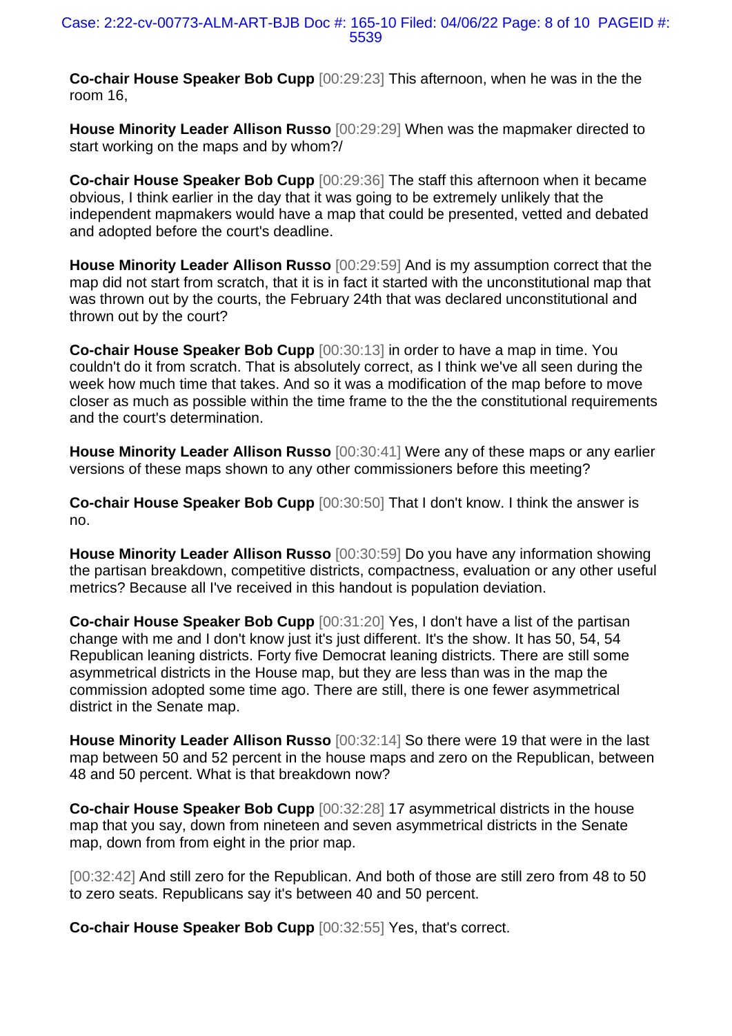**Co-chair House Speaker Bob Cupp** [00:29:23] This afternoon, when he was in the the room 16,

**House Minority Leader Allison Russo** [00:29:29] When was the mapmaker directed to start working on the maps and by whom?/

**Co-chair House Speaker Bob Cupp** [00:29:36] The staff this afternoon when it became obvious, I think earlier in the day that it was going to be extremely unlikely that the independent mapmakers would have a map that could be presented, vetted and debated and adopted before the court's deadline.

**House Minority Leader Allison Russo** [00:29:59] And is my assumption correct that the map did not start from scratch, that it is in fact it started with the unconstitutional map that was thrown out by the courts, the February 24th that was declared unconstitutional and thrown out by the court?

**Co-chair House Speaker Bob Cupp** [00:30:13] in order to have a map in time. You couldn't do it from scratch. That is absolutely correct, as I think we've all seen during the week how much time that takes. And so it was a modification of the map before to move closer as much as possible within the time frame to the the the constitutional requirements and the court's determination.

**House Minority Leader Allison Russo** [00:30:41] Were any of these maps or any earlier versions of these maps shown to any other commissioners before this meeting?

**Co-chair House Speaker Bob Cupp** [00:30:50] That I don't know. I think the answer is no.

**House Minority Leader Allison Russo** [00:30:59] Do you have any information showing the partisan breakdown, competitive districts, compactness, evaluation or any other useful metrics? Because all I've received in this handout is population deviation.

**Co-chair House Speaker Bob Cupp** [00:31:20] Yes, I don't have a list of the partisan change with me and I don't know just it's just different. It's the show. It has 50, 54, 54 Republican leaning districts. Forty five Democrat leaning districts. There are still some asymmetrical districts in the House map, but they are less than was in the map the commission adopted some time ago. There are still, there is one fewer asymmetrical district in the Senate map.

**House Minority Leader Allison Russo** [00:32:14] So there were 19 that were in the last map between 50 and 52 percent in the house maps and zero on the Republican, between 48 and 50 percent. What is that breakdown now?

**Co-chair House Speaker Bob Cupp** [00:32:28] 17 asymmetrical districts in the house map that you say, down from nineteen and seven asymmetrical districts in the Senate map, down from from eight in the prior map.

[00:32:42] And still zero for the Republican. And both of those are still zero from 48 to 50 to zero seats. Republicans say it's between 40 and 50 percent.

**Co-chair House Speaker Bob Cupp** [00:32:55] Yes, that's correct.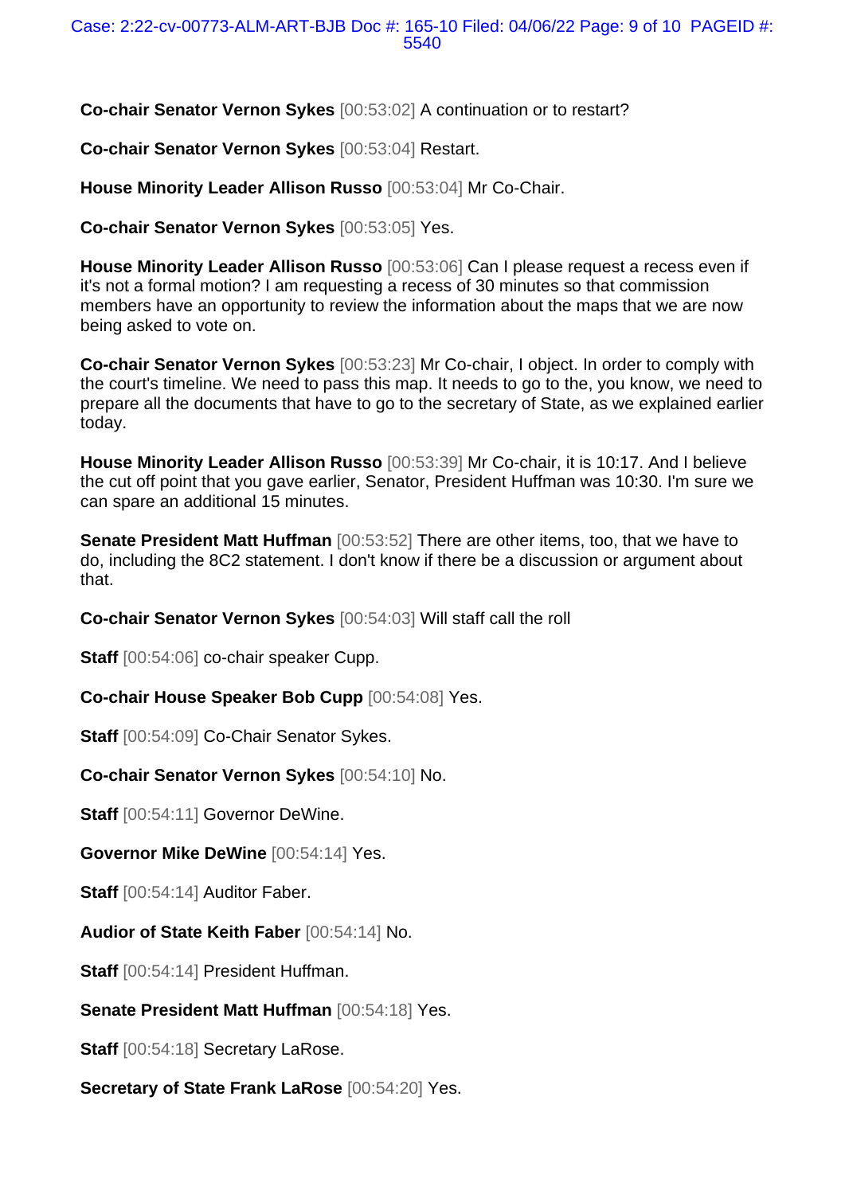**Co-chair Senator Vernon Sykes** [00:53:02] A continuation or to restart?

**Co-chair Senator Vernon Sykes** [00:53:04] Restart.

**House Minority Leader Allison Russo** [00:53:04] Mr Co-Chair.

**Co-chair Senator Vernon Sykes** [00:53:05] Yes.

**House Minority Leader Allison Russo** [00:53:06] Can I please request a recess even if it's not a formal motion? I am requesting a recess of 30 minutes so that commission members have an opportunity to review the information about the maps that we are now being asked to vote on.

**Co-chair Senator Vernon Sykes** [00:53:23] Mr Co-chair, I object. In order to comply with the court's timeline. We need to pass this map. It needs to go to the, you know, we need to prepare all the documents that have to go to the secretary of State, as we explained earlier today.

**House Minority Leader Allison Russo** [00:53:39] Mr Co-chair, it is 10:17. And I believe the cut off point that you gave earlier, Senator, President Huffman was 10:30. I'm sure we can spare an additional 15 minutes.

**Senate President Matt Huffman** [00:53:52] There are other items, too, that we have to do, including the 8C2 statement. I don't know if there be a discussion or argument about that.

**Co-chair Senator Vernon Sykes** [00:54:03] Will staff call the roll

**Staff** [00:54:06] co-chair speaker Cupp.

**Co-chair House Speaker Bob Cupp** [00:54:08] Yes.

**Staff** [00:54:09] Co-Chair Senator Sykes.

**Co-chair Senator Vernon Sykes** [00:54:10] No.

**Staff** [00:54:11] Governor DeWine.

**Governor Mike DeWine** [00:54:14] Yes.

**Staff** [00:54:14] Auditor Faber.

**Audior of State Keith Faber** [00:54:14] No.

**Staff** [00:54:14] President Huffman.

**Senate President Matt Huffman** [00:54:18] Yes.

**Staff** [00:54:18] Secretary LaRose.

**Secretary of State Frank LaRose** [00:54:20] Yes.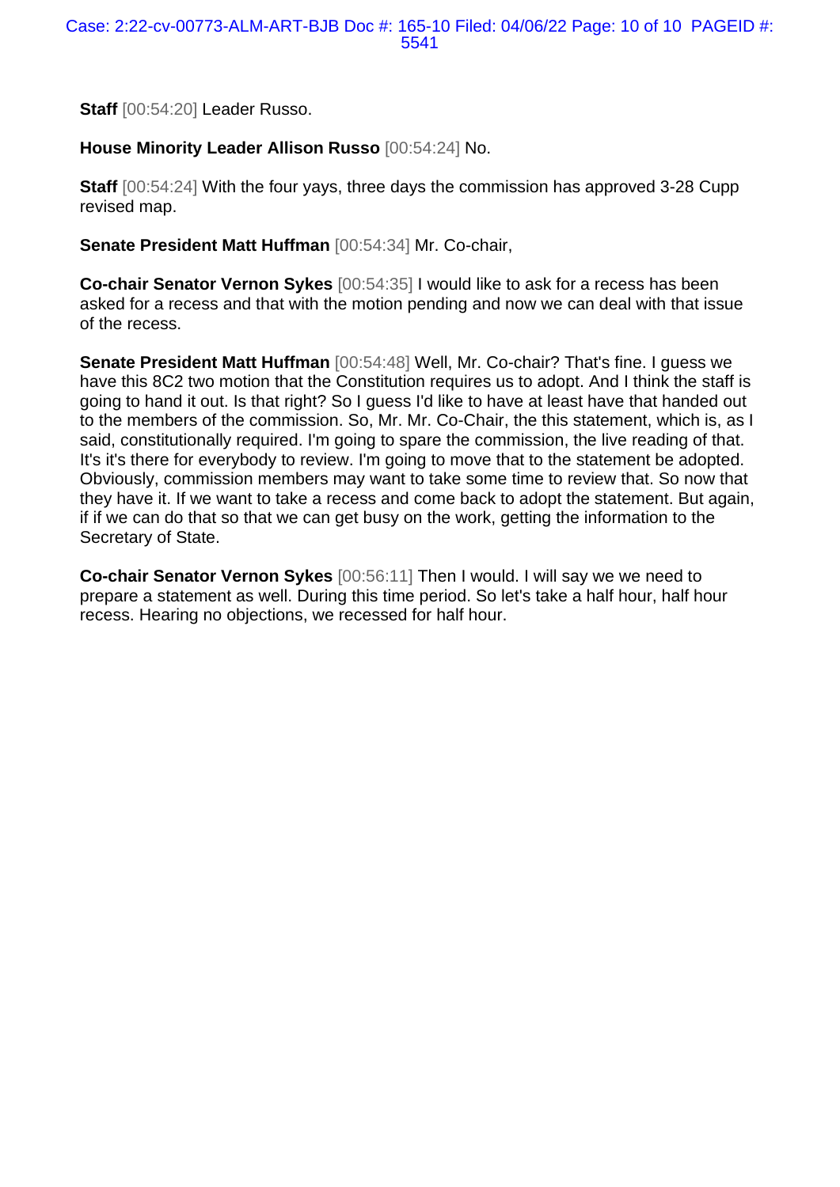**Staff** [00:54:20] Leader Russo.

**House Minority Leader Allison Russo** [00:54:24] No.

**Staff** [00:54:24] With the four yays, three days the commission has approved 3-28 Cupp revised map.

**Senate President Matt Huffman** [00:54:34] Mr. Co-chair,

**Co-chair Senator Vernon Sykes** [00:54:35] I would like to ask for a recess has been asked for a recess and that with the motion pending and now we can deal with that issue of the recess.

**Senate President Matt Huffman** [00:54:48] Well, Mr. Co-chair? That's fine. I guess we have this 8C2 two motion that the Constitution requires us to adopt. And I think the staff is going to hand it out. Is that right? So I guess I'd like to have at least have that handed out to the members of the commission. So, Mr. Mr. Co-Chair, the this statement, which is, as I said, constitutionally required. I'm going to spare the commission, the live reading of that. It's it's there for everybody to review. I'm going to move that to the statement be adopted. Obviously, commission members may want to take some time to review that. So now that they have it. If we want to take a recess and come back to adopt the statement. But again, if if we can do that so that we can get busy on the work, getting the information to the Secretary of State.

**Co-chair Senator Vernon Sykes** [00:56:11] Then I would. I will say we we need to prepare a statement as well. During this time period. So let's take a half hour, half hour recess. Hearing no objections, we recessed for half hour.